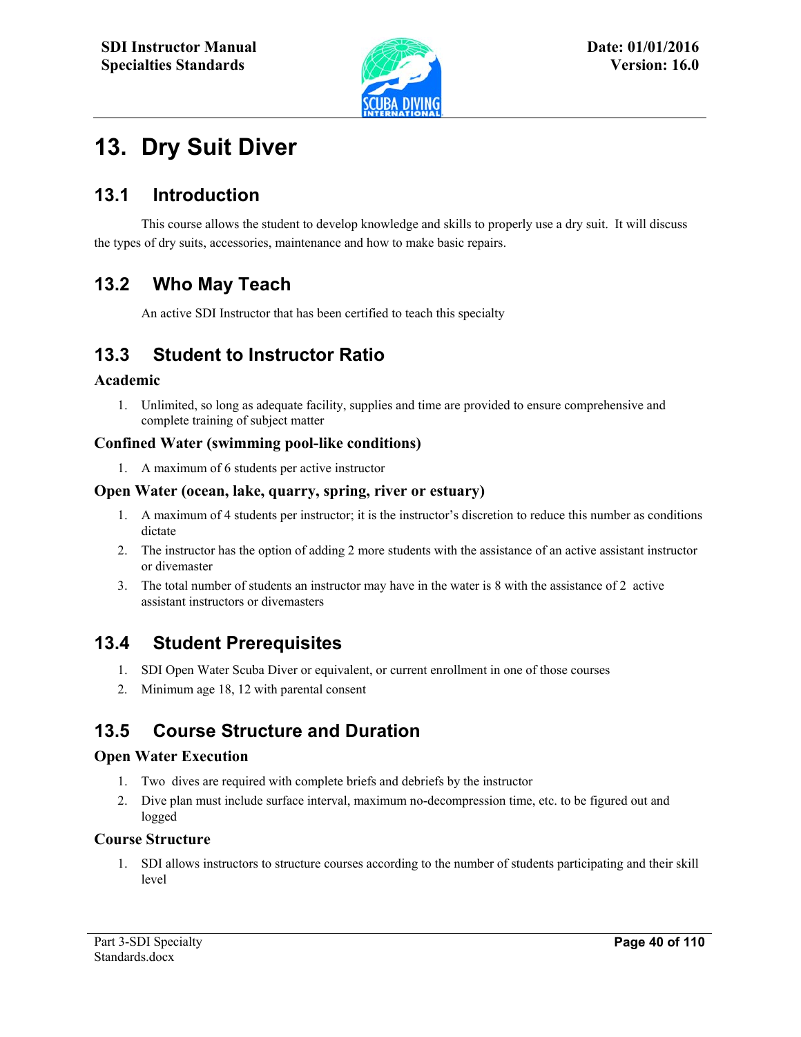# 13. Dry Suit Diver

## 13.1 Introduction

This course allows the student to develop knowledge and skills to properly use a dry suit. It will discuss the types of dry suits, accessories, maintenance and how to make basic repairs.

## 13.2 Who May Teach

An active SDI Instructor that has been certified to teach this specialty

## 13.3 Student to Instructor Ratio

### Academic

1. Unlimited, so long as adequate facility, supplies and time are provided to ensure comprehensive and complete training of subject matter

### Confined Water (swimming pool-like conditions)

1. A maximum of 6 students per active instructor

### Open Water (ocean, lake, quarry, spring, river or estuary)

1. A maximum of 4 students per instructor; it is the instructor's discretion to reduce this number as conditions dictate
2. The instructor has the option of adding 2 more students with the assistance of an active assistant instructor or divemaster
3. The total number of students an instructor may have in the water is 8 with the assistance of 2 active assistant instructors or divemasters

## 13.4 Student Prerequisites

1. SDI Open Water Scuba Diver or equivalent, or current enrollment in one of those courses
2. Minimum age 18, 12 with parental consent

## 13.5 Course Structure and Duration

### Open Water Execution

1. Two dives are required with complete briefs and debriefs by the instructor
2. Dive plan must include surface interval, maximum no-decompression time, etc. to be figured out and logged

### Course Structure

1. SDI allows instructors to structure courses according to the number of students participating and their skill level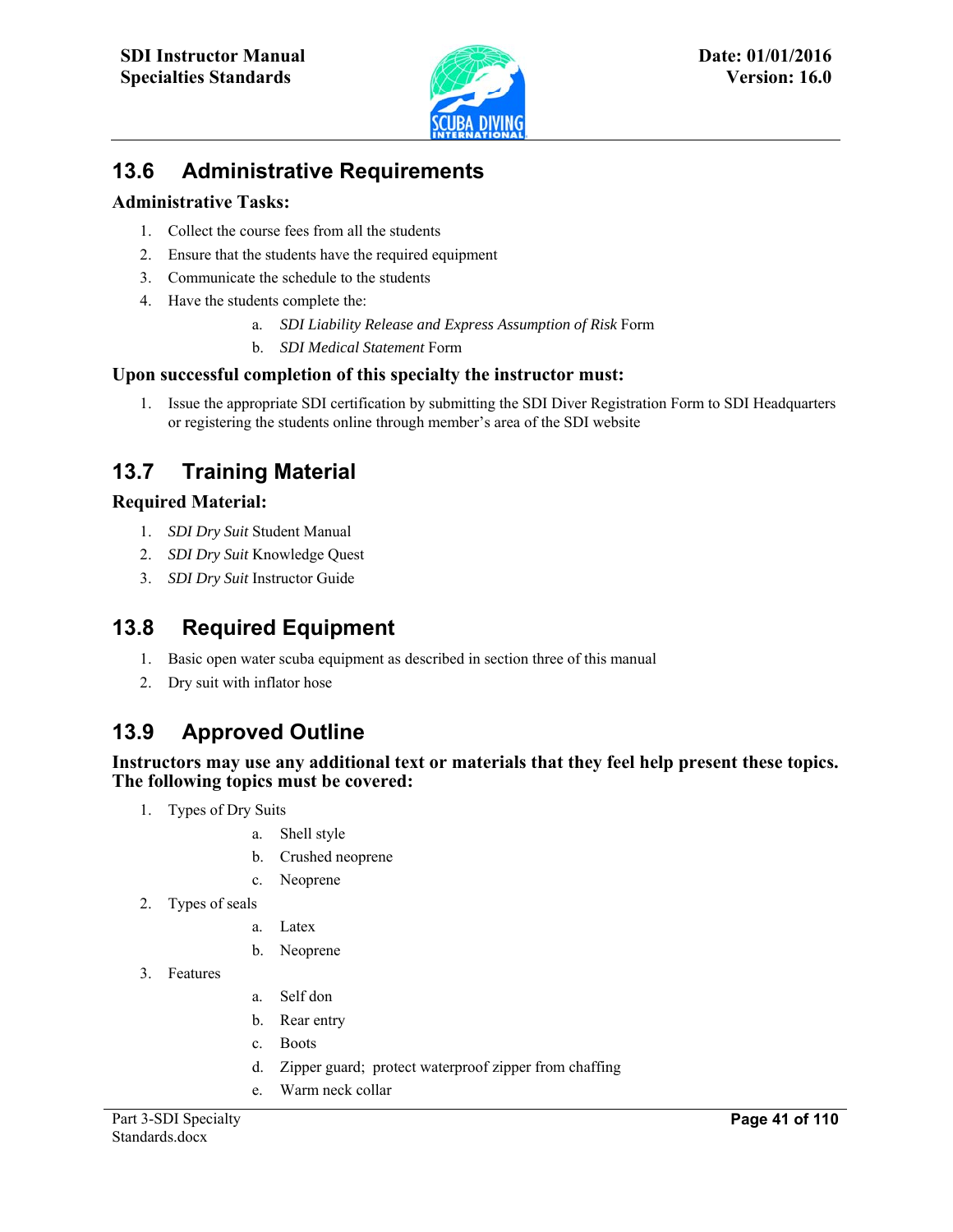## 13.6 Administrative Requirements

### Administrative Tasks:

1. Collect the course fees from all the students
2. Ensure that the students have the required equipment
3. Communicate the schedule to the students
4. Have the students complete the:
    a. *SDI Liability Release and Express Assumption of Risk* Form
    b. *SDI Medical Statement* Form

### Upon successful completion of this specialty the instructor must:

1. Issue the appropriate SDI certification by submitting the SDI Diver Registration Form to SDI Headquarters or registering the students online through member's area of the SDI website

## 13.7 Training Material

### Required Material:

1. *SDI Dry Suit* Student Manual
2. *SDI Dry Suit* Knowledge Quest
3. *SDI Dry Suit* Instructor Guide

## 13.8 Required Equipment

1. Basic open water scuba equipment as described in section three of this manual
2. Dry suit with inflator hose

## 13.9 Approved Outline

### Instructors may use any additional text or materials that they feel help present these topics. The following topics must be covered:

1. Types of Dry Suits
    a. Shell style
    b. Crushed neoprene
    c. Neoprene
2. Types of seals
    a. Latex
    b. Neoprene
3. Features
    a. Self don
    b. Rear entry
    c. Boots
    d. Zipper guard; protect waterproof zipper from chaffing
    e. Warm neck collar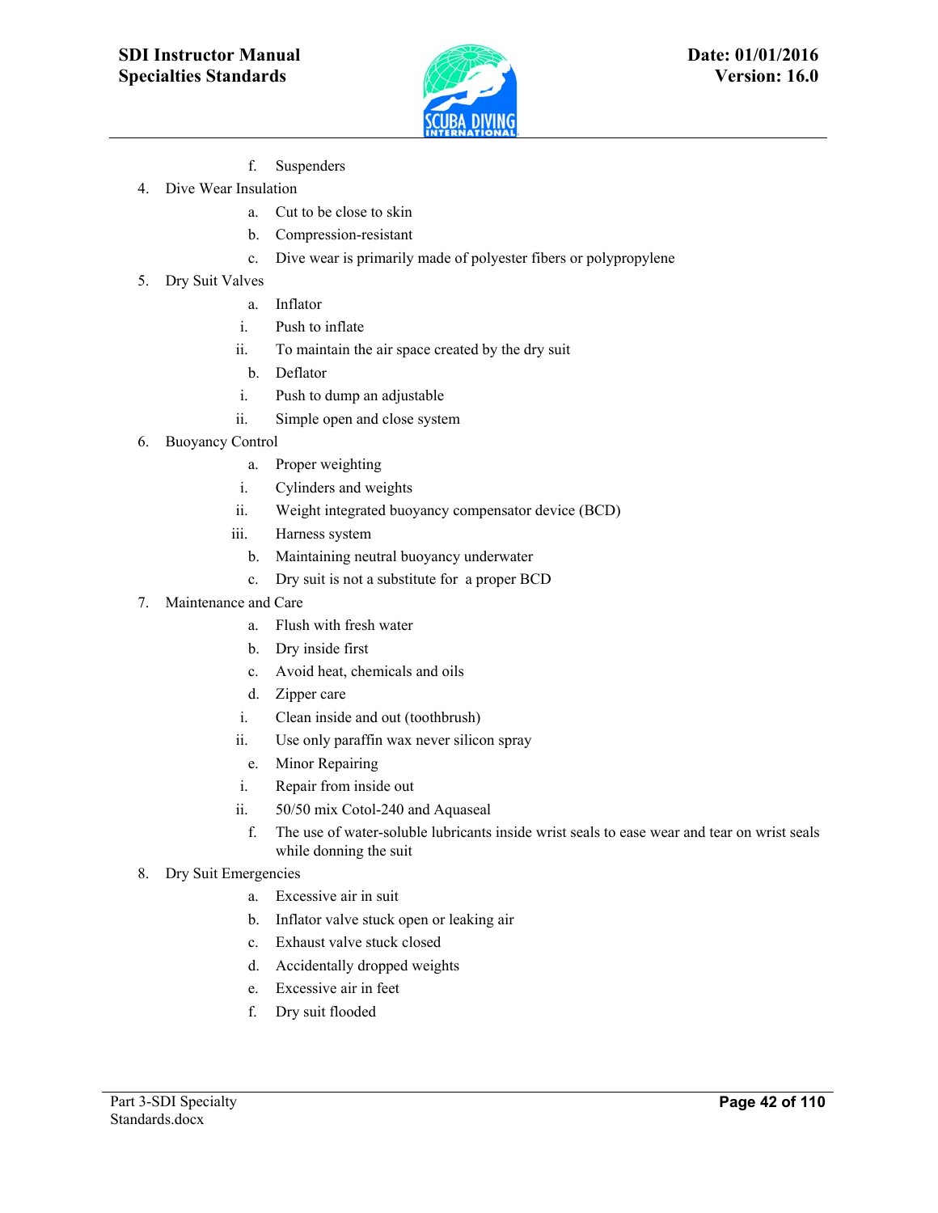- f. Suspenders

4. Dive Wear Insulation
   - a. Cut to be close to skin
   - b. Compression-resistant
   - c. Dive wear is primarily made of polyester fibers or polypropylene
5. Dry Suit Valves
   - a. Inflator
     - i. Push to inflate
     - ii. To maintain the air space created by the dry suit
   - b. Deflator
     - i. Push to dump an adjustable
     - ii. Simple open and close system
6. Buoyancy Control
   - a. Proper weighting
     - i. Cylinders and weights
     - ii. Weight integrated buoyancy compensator device (BCD)
     - iii. Harness system
   - b. Maintaining neutral buoyancy underwater
   - c. Dry suit is not a substitute for a proper BCD
7. Maintenance and Care
   - a. Flush with fresh water
   - b. Dry inside first
   - c. Avoid heat, chemicals and oils
   - d. Zipper care
     - i. Clean inside and out (toothbrush)
     - ii. Use only paraffin wax never silicon spray
   - e. Minor Repairing
     - i. Repair from inside out
     - ii. 50/50 mix Cotol-240 and Aquaseal
   - f. The use of water-soluble lubricants inside wrist seals to ease wear and tear on wrist seals while donning the suit
8. Dry Suit Emergencies
   - a. Excessive air in suit
   - b. Inflator valve stuck open or leaking air
   - c. Exhaust valve stuck closed
   - d. Accidentally dropped weights
   - e. Excessive air in feet
   - f. Dry suit flooded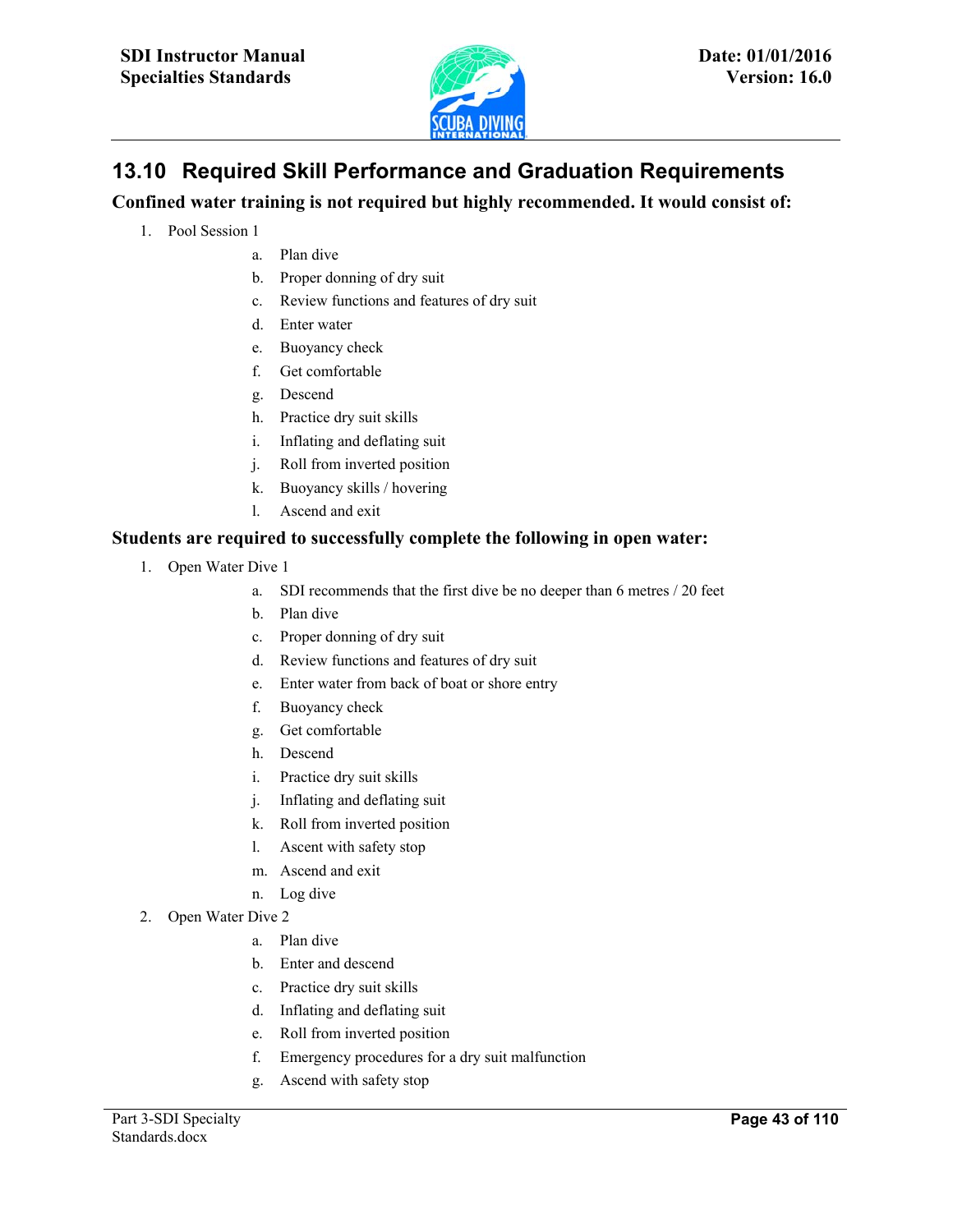## 13.10 Required Skill Performance and Graduation Requirements

**Confined water training is not required but highly recommended. It would consist of:**

1. Pool Session 1
    a. Plan dive
    b. Proper donning of dry suit
    c. Review functions and features of dry suit
    d. Enter water
    e. Buoyancy check
    f. Get comfortable
    g. Descend
    h. Practice dry suit skills
    i. Inflating and deflating suit
    j. Roll from inverted position
    k. Buoyancy skills / hovering
    l. Ascend and exit

**Students are required to successfully complete the following in open water:**

1. Open Water Dive 1
    a. SDI recommends that the first dive be no deeper than 6 metres / 20 feet
    b. Plan dive
    c. Proper donning of dry suit
    d. Review functions and features of dry suit
    e. Enter water from back of boat or shore entry
    f. Buoyancy check
    g. Get comfortable
    h. Descend
    i. Practice dry suit skills
    j. Inflating and deflating suit
    k. Roll from inverted position
    l. Ascent with safety stop
    m. Ascend and exit
    n. Log dive
2. Open Water Dive 2
    a. Plan dive
    b. Enter and descend
    c. Practice dry suit skills
    d. Inflating and deflating suit
    e. Roll from inverted position
    f. Emergency procedures for a dry suit malfunction
    g. Ascend with safety stop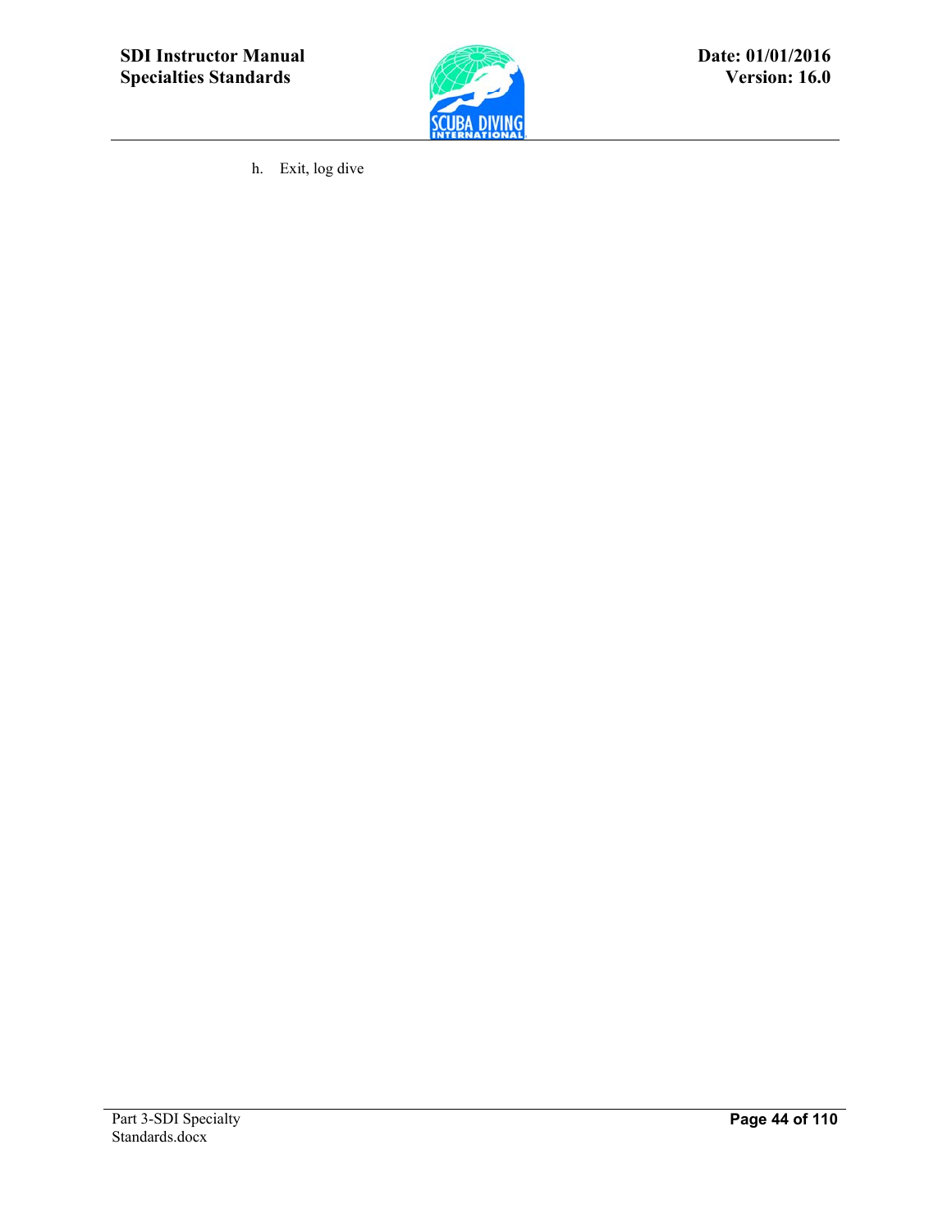h. Exit, log dive